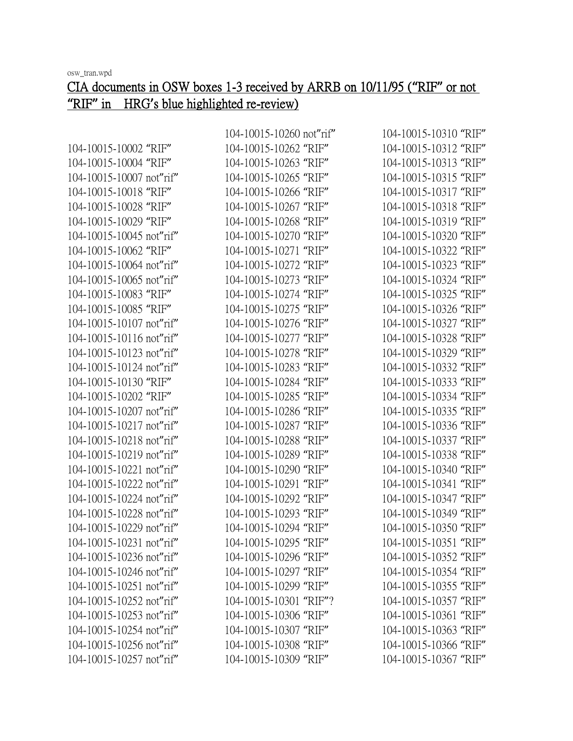osw_tran.wpd

# CIA documents in OSW boxes 1-3 received by ARRB on 10/11/95 ("RIF" or not "RIF" in HRG's blue highlighted re-review)

104-10015-10002 "RIF"
104-10015-10004 "RIF"
104-10015-10007 not"rif"
104-10015-10018 "RIF"
104-10015-10028 "RIF"
104-10015-10029 "RIF"
104-10015-10045 not"rif"
104-10015-10062 "RIF"
104-10015-10064 not"rif"
104-10015-10065 not"rif"
104-10015-10083 "RIF"
104-10015-10085 "RIF"
104-10015-10107 not"rif"
104-10015-10116 not"rif"
104-10015-10123 not"rif"
104-10015-10124 not"rif"
104-10015-10130 "RIF"
104-10015-10202 "RIF"
104-10015-10207 not"rif"
104-10015-10217 not"rif"
104-10015-10218 not"rif"
104-10015-10219 not"rif"
104-10015-10221 not"rif"
104-10015-10222 not"rif"
104-10015-10224 not"rif"
104-10015-10228 not"rif"
104-10015-10229 not"rif"
104-10015-10231 not"rif"
104-10015-10236 not"rif"
104-10015-10246 not"rif"
104-10015-10251 not"rif"
104-10015-10252 not"rif"
104-10015-10253 not"rif"
104-10015-10254 not"rif"
104-10015-10256 not"rif"
104-10015-10257 not"rif"
104-10015-10260 not"rif"
104-10015-10262 "RIF"
104-10015-10263 "RIF"
104-10015-10265 "RIF"
104-10015-10266 "RIF"
104-10015-10267 "RIF"
104-10015-10268 "RIF"
104-10015-10270 "RIF"
104-10015-10271 "RIF"
104-10015-10272 "RIF"
104-10015-10273 "RIF"
104-10015-10274 "RIF"
104-10015-10275 "RIF"
104-10015-10276 "RIF"
104-10015-10277 "RIF"
104-10015-10278 "RIF"
104-10015-10283 "RIF"
104-10015-10284 "RIF"
104-10015-10285 "RIF"
104-10015-10286 "RIF"
104-10015-10287 "RIF"
104-10015-10288 "RIF"
104-10015-10289 "RIF"
104-10015-10290 "RIF"
104-10015-10291 "RIF"
104-10015-10292 "RIF"
104-10015-10293 "RIF"
104-10015-10294 "RIF"
104-10015-10295 "RIF"
104-10015-10296 "RIF"
104-10015-10297 "RIF"
104-10015-10299 "RIF"
104-10015-10301 "RIF"?
104-10015-10306 "RIF"
104-10015-10307 "RIF"
104-10015-10308 "RIF"
104-10015-10309 "RIF"
104-10015-10310 "RIF"
104-10015-10312 "RIF"
104-10015-10313 "RIF"
104-10015-10315 "RIF"
104-10015-10317 "RIF"
104-10015-10318 "RIF"
104-10015-10319 "RIF"
104-10015-10320 "RIF"
104-10015-10322 "RIF"
104-10015-10323 "RIF"
104-10015-10324 "RIF"
104-10015-10325 "RIF"
104-10015-10326 "RIF"
104-10015-10327 "RIF"
104-10015-10328 "RIF"
104-10015-10329 "RIF"
104-10015-10332 "RIF"
104-10015-10333 "RIF"
104-10015-10334 "RIF"
104-10015-10335 "RIF"
104-10015-10336 "RIF"
104-10015-10337 "RIF"
104-10015-10338 "RIF"
104-10015-10340 "RIF"
104-10015-10341 "RIF"
104-10015-10347 "RIF"
104-10015-10349 "RIF"
104-10015-10350 "RIF"
104-10015-10351 "RIF"
104-10015-10352 "RIF"
104-10015-10354 "RIF"
104-10015-10355 "RIF"
104-10015-10357 "RIF"
104-10015-10361 "RIF"
104-10015-10363 "RIF"
104-10015-10366 "RIF"
104-10015-10367 "RIF"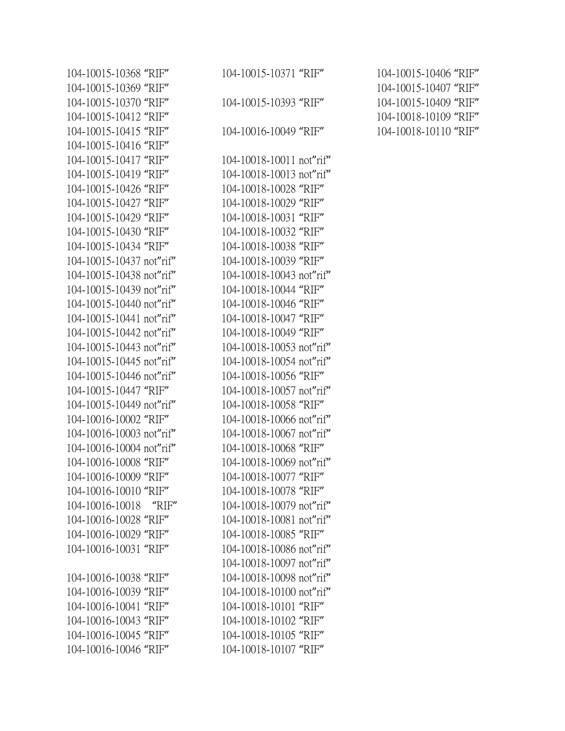104-10015-10368 “RIF”
104-10015-10369 “RIF”
104-10015-10370 “RIF”
104-10015-10412 “RIF”
104-10015-10415 “RIF”
104-10015-10416 “RIF”
104-10015-10417 “RIF”
104-10015-10419 “RIF”
104-10015-10426 “RIF”
104-10015-10427 “RIF”
104-10015-10429 “RIF”
104-10015-10430 “RIF”
104-10015-10434 “RIF”
104-10015-10437 not”rif”
104-10015-10438 not”rif”
104-10015-10439 not”rif”
104-10015-10440 not”rif”
104-10015-10441 not”rif”
104-10015-10442 not”rif”
104-10015-10443 not”rif”
104-10015-10445 not”rif”
104-10015-10446 not”rif”
104-10015-10447 “RIF”
104-10015-10449 not”rif”
104-10016-10002 “RIF”
104-10016-10003 not”rif”
104-10016-10004 not”rif”
104-10016-10008 “RIF”
104-10016-10009 “RIF”
104-10016-10010 “RIF”
104-10016-10018 “RIF”
104-10016-10028 “RIF”
104-10016-10029 “RIF”
104-10016-10031 “RIF”

104-10016-10038 “RIF”
104-10016-10039 “RIF”
104-10016-10041 “RIF”
104-10016-10043 “RIF”
104-10016-10045 “RIF”
104-10016-10046 “RIF”

104-10015-10371 “RIF”

104-10015-10393 “RIF”

104-10016-10049 “RIF”

104-10018-10011 not”rif”
104-10018-10013 not”rif”
104-10018-10028 “RIF”
104-10018-10029 “RIF”
104-10018-10031 “RIF”
104-10018-10032 “RIF”
104-10018-10038 “RIF”
104-10018-10039 “RIF”
104-10018-10043 not”rif”
104-10018-10044 “RIF”
104-10018-10046 “RIF”
104-10018-10047 “RIF”
104-10018-10049 “RIF”
104-10018-10053 not”rif”
104-10018-10054 not”rif”
104-10018-10056 “RIF”
104-10018-10057 not”rif”
104-10018-10058 “RIF”
104-10018-10066 not”rif”
104-10018-10067 not”rif”
104-10018-10068 “RIF”
104-10018-10069 not”rif”
104-10018-10077 “RIF”
104-10018-10078 “RIF”
104-10018-10079 not”rif”
104-10018-10081 not”rif”
104-10018-10085 “RIF”
104-10018-10086 not”rif”
104-10018-10097 not”rif”
104-10018-10098 not”rif”
104-10018-10100 not”rif”
104-10018-10101 “RIF”
104-10018-10102 “RIF”
104-10018-10105 “RIF”
104-10018-10107 “RIF”

104-10015-10406 “RIF”
104-10015-10407 “RIF”
104-10015-10409 “RIF”
104-10018-10109 “RIF”
104-10018-10110 “RIF”